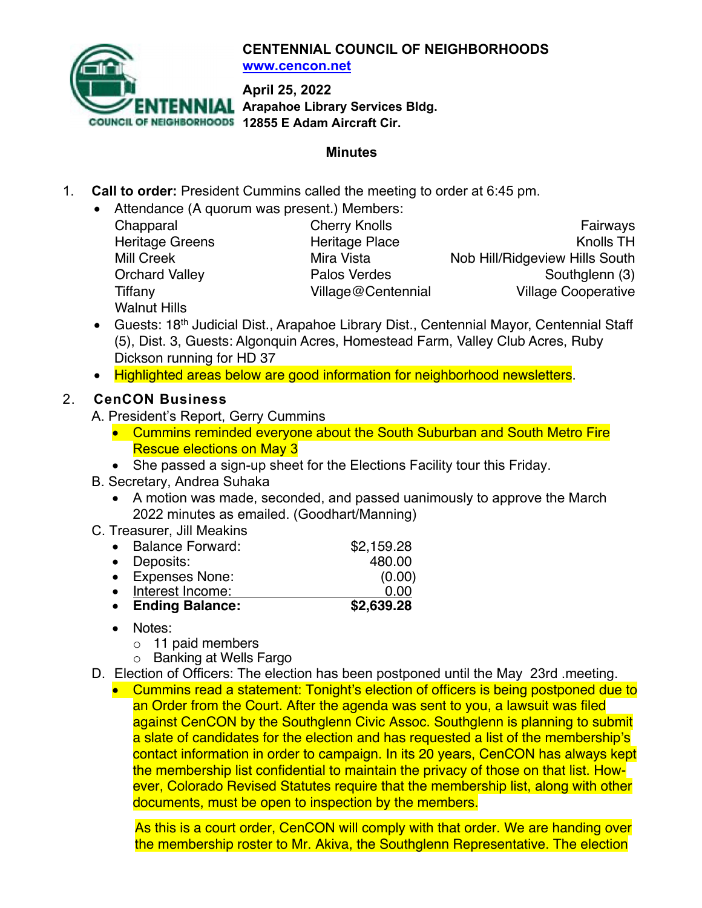# CENTENNIAL COUNCIL OF NEIGHBORHOODS

www.cencon.net

**April 25, 2022**
**Arapahoe Library Services Bldg.**
**12855 E Adam Aircraft Cir.**

## Minutes

1. **Call to order:** President Cummins called the meeting to order at 6:45 pm.
   - Attendance (A quorum was present.) Members:

     | | | |
     |---|---|---|
     | Chapparal | Cherry Knolls | Fairways |
     | Heritage Greens | Heritage Place | Knolls TH |
     | Mill Creek | Mira Vista | Nob Hill/Ridgeview Hills South |
     | Orchard Valley | Palos Verdes | Southglenn (3) |
     | Tiffany | Village@Centennial | Village Cooperative |
     | Walnut Hills | | |

   - Guests: 18th Judicial Dist., Arapahoe Library Dist., Centennial Mayor, Centennial Staff (5), Dist. 3, Guests: Algonquin Acres, Homestead Farm, Valley Club Acres, Ruby Dickson running for HD 37
   - Highlighted areas below are good information for neighborhood newsletters.

2. **CenCON Business**

   A. President's Report, Gerry Cummins
   - Cummins reminded everyone about the South Suburban and South Metro Fire Rescue elections on May 3
   - She passed a sign-up sheet for the Elections Facility tour this Friday.

   B. Secretary, Andrea Suhaka
   - A motion was made, seconded, and passed uanimously to approve the March 2022 minutes as emailed. (Goodhart/Manning)

   C. Treasurer, Jill Meakins

   | | |
   |---|---:|
   | Balance Forward: | $2,159.28 |
   | Deposits: | 480.00 |
   | Expenses None: | (0.00) |
   | Interest Income: | 0.00 |
   | **Ending Balance:** | **$2,639.28** |

   - Notes:
     - 11 paid members
     - Banking at Wells Fargo

   D. Election of Officers: The election has been postponed until the May 23rd .meeting.
   - Cummins read a statement: Tonight's election of officers is being postponed due to an Order from the Court. After the agenda was sent to you, a lawsuit was filed against CenCON by the Southglenn Civic Assoc. Southglenn is planning to submit a slate of candidates for the election and has requested a list of the membership's contact information in order to campaign. In its 20 years, CenCON has always kept the membership list confidential to maintain the privacy of those on that list. However, Colorado Revised Statutes require that the membership list, along with other documents, must be open to inspection by the members.

     As this is a court order, CenCON will comply with that order. We are handing over the membership roster to Mr. Akiva, the Southglenn Representative. The election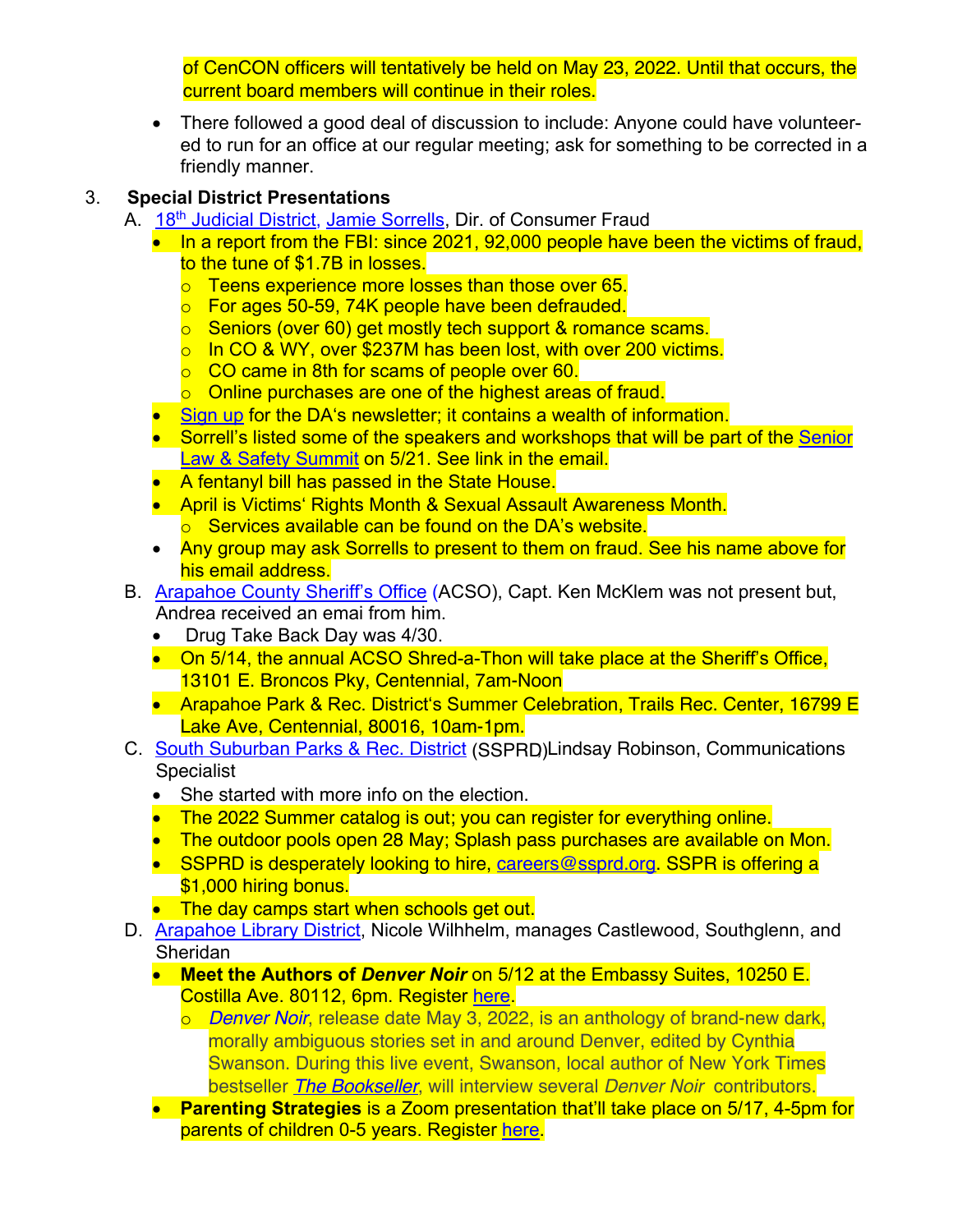of CenCON officers will tentatively be held on May 23, 2022. Until that occurs, the current board members will continue in their roles.

- There followed a good deal of discussion to include: Anyone could have volunteered to run for an office at our regular meeting; ask for something to be corrected in a friendly manner.

3. **Special District Presentations**

   A. 18th Judicial District, Jamie Sorrells, Dir. of Consumer Fraud

   - In a report from the FBI: since 2021, 92,000 people have been the victims of fraud, to the tune of $1.7B in losses.
     - Teens experience more losses than those over 65.
     - For ages 50-59, 74K people have been defrauded.
     - Seniors (over 60) get mostly tech support & romance scams.
     - In CO & WY, over $237M has been lost, with over 200 victims.
     - CO came in 8th for scams of people over 60.
     - Online purchases are one of the highest areas of fraud.
   - Sign up for the DA's newsletter; it contains a wealth of information.
   - Sorrell's listed some of the speakers and workshops that will be part of the Senior Law & Safety Summit on 5/21. See link in the email.
   - A fentanyl bill has passed in the State House.
   - April is Victims' Rights Month & Sexual Assault Awareness Month.
     - Services available can be found on the DA's website.
   - Any group may ask Sorrells to present to them on fraud. See his name above for his email address.

   B. Arapahoe County Sheriff's Office (ACSO), Capt. Ken McKlem was not present but, Andrea received an emai from him.

   - Drug Take Back Day was 4/30.
   - On 5/14, the annual ACSO Shred-a-Thon will take place at the Sheriff's Office, 13101 E. Broncos Pky, Centennial, 7am-Noon
   - Arapahoe Park & Rec. District's Summer Celebration, Trails Rec. Center, 16799 E Lake Ave, Centennial, 80016, 10am-1pm.

   C. South Suburban Parks & Rec. District (SSPRD)Lindsay Robinson, Communications Specialist

   - She started with more info on the election.
   - The 2022 Summer catalog is out; you can register for everything online.
   - The outdoor pools open 28 May; Splash pass purchases are available on Mon.
   - SSPRD is desperately looking to hire, careers@ssprd.org. SSPR is offering a $1,000 hiring bonus.
   - The day camps start when schools get out.

   D. Arapahoe Library District, Nicole Wilhhelm, manages Castlewood, Southglenn, and Sheridan

   - **Meet the Authors of *Denver Noir*** on 5/12 at the Embassy Suites, 10250 E. Costilla Ave. 80112, 6pm. Register here.
     - *Denver Noir*, release date May 3, 2022, is an anthology of brand-new dark, morally ambiguous stories set in and around Denver, edited by Cynthia Swanson. During this live event, Swanson, local author of New York Times bestseller *The Bookseller*, will interview several *Denver Noir* contributors.
   - **Parenting Strategies** is a Zoom presentation that'll take place on 5/17, 4-5pm for parents of children 0-5 years. Register here.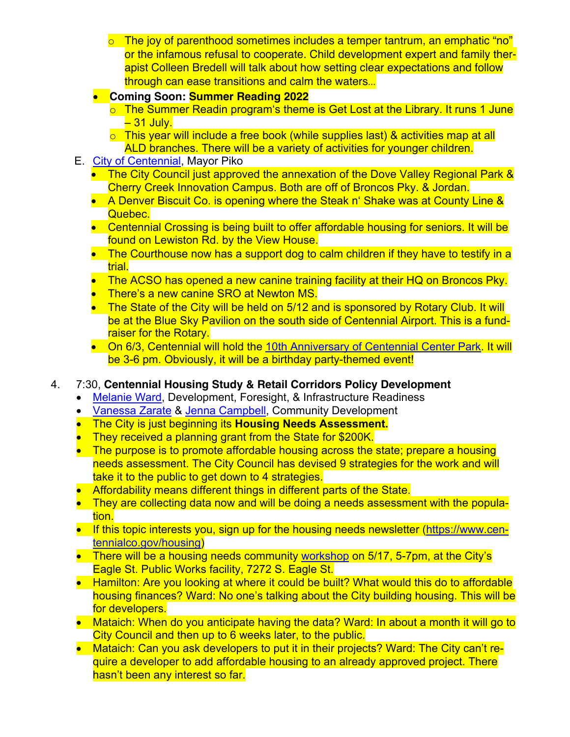- The joy of parenthood sometimes includes a temper tantrum, an emphatic "no" or the infamous refusal to cooperate. Child development expert and family therapist Colleen Bredell will talk about how setting clear expectations and follow through can ease transitions and calm the waters…
  - **Coming Soon: Summer Reading 2022**
    - The Summer Readin program's theme is Get Lost at the Library. It runs 1 June – 31 July.
    - This year will include a free book (while supplies last) & activities map at all ALD branches. There will be a variety of activities for younger children.

E. City of Centennial, Mayor Piko
  - The City Council just approved the annexation of the Dove Valley Regional Park & Cherry Creek Innovation Campus. Both are off of Broncos Pky. & Jordan.
  - A Denver Biscuit Co. is opening where the Steak n' Shake was at County Line & Quebec.
  - Centennial Crossing is being built to offer affordable housing for seniors. It will be found on Lewiston Rd. by the View House.
  - The Courthouse now has a support dog to calm children if they have to testify in a trial.
  - The ACSO has opened a new canine training facility at their HQ on Broncos Pky.
  - There's a new canine SRO at Newton MS.
  - The State of the City will be held on 5/12 and is sponsored by Rotary Club. It will be at the Blue Sky Pavilion on the south side of Centennial Airport. This is a fundraiser for the Rotary.
  - On 6/3, Centennial will hold the 10th Anniversary of Centennial Center Park. It will be 3-6 pm. Obviously, it will be a birthday party-themed event!

4. 7:30, **Centennial Housing Study & Retail Corridors Policy Development**
   - Melanie Ward, Development, Foresight, & Infrastructure Readiness
   - Vanessa Zarate & Jenna Campbell, Community Development
   - The City is just beginning its **Housing Needs Assessment.**
   - They received a planning grant from the State for $200K.
   - The purpose is to promote affordable housing across the state; prepare a housing needs assessment. The City Council has devised 9 strategies for the work and will take it to the public to get down to 4 strategies.
   - Affordability means different things in different parts of the State.
   - They are collecting data now and will be doing a needs assessment with the population.
   - If this topic interests you, sign up for the housing needs newsletter (https://www.centennialco.gov/housing)
   - There will be a housing needs community workshop on 5/17, 5-7pm, at the City's Eagle St. Public Works facility, 7272 S. Eagle St.
   - Hamilton: Are you looking at where it could be built? What would this do to affordable housing finances? Ward: No one's talking about the City building housing. This will be for developers.
   - Mataich: When do you anticipate having the data? Ward: In about a month it will go to City Council and then up to 6 weeks later, to the public.
   - Mataich: Can you ask developers to put it in their projects? Ward: The City can't require a developer to add affordable housing to an already approved project. There hasn't been any interest so far.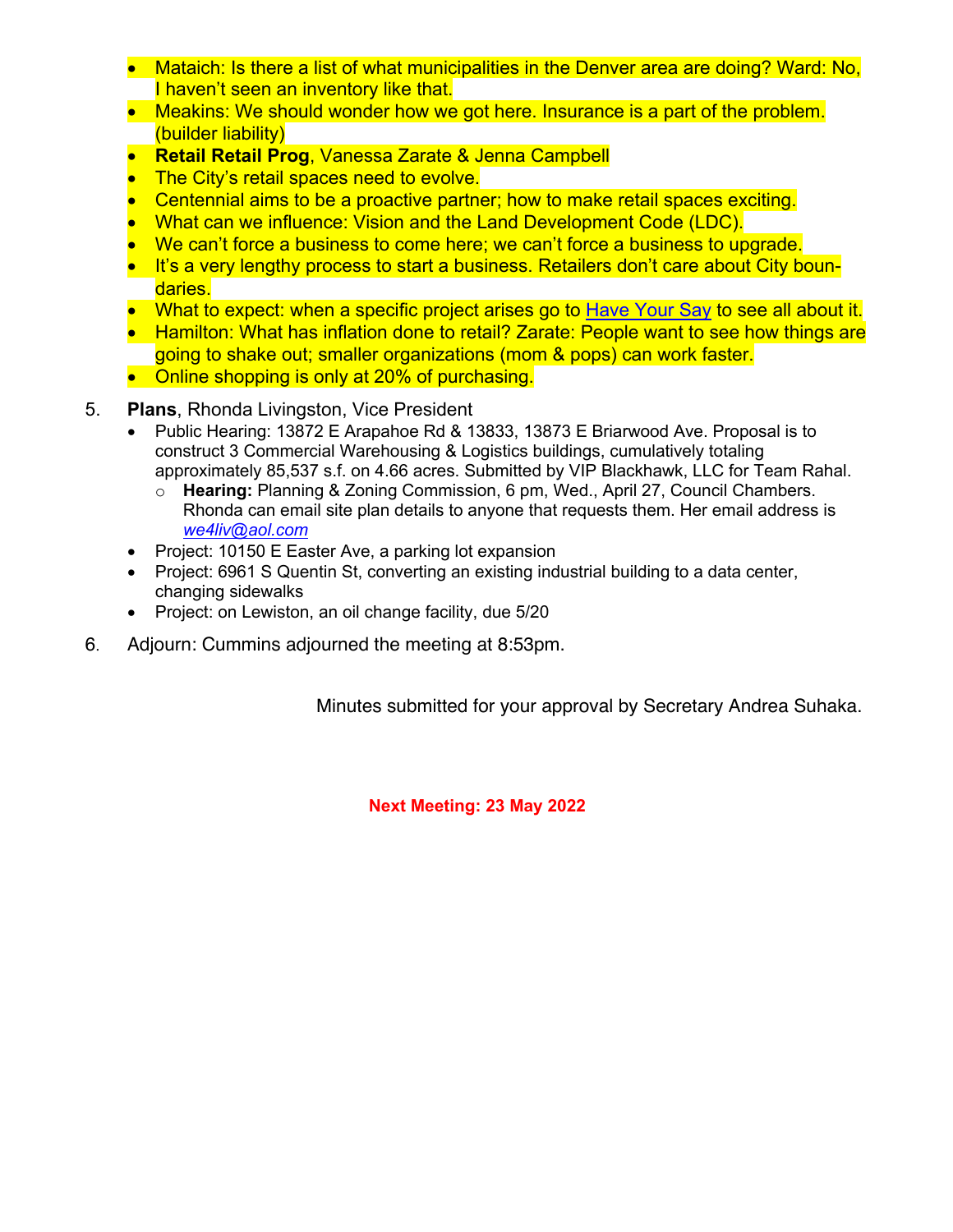- Mataich: Is there a list of what municipalities in the Denver area are doing? Ward: No, I haven't seen an inventory like that.
- Meakins: We should wonder how we got here. Insurance is a part of the problem. (builder liability)
- **Retail Retail Prog**, Vanessa Zarate & Jenna Campbell
- The City's retail spaces need to evolve.
- Centennial aims to be a proactive partner; how to make retail spaces exciting.
- What can we influence: Vision and the Land Development Code (LDC).
- We can't force a business to come here; we can't force a business to upgrade.
- It's a very lengthy process to start a business. Retailers don't care about City boundaries.
- What to expect: when a specific project arises go to Have Your Say to see all about it.
- Hamilton: What has inflation done to retail? Zarate: People want to see how things are going to shake out; smaller organizations (mom & pops) can work faster.
- Online shopping is only at 20% of purchasing.

5. **Plans**, Rhonda Livingston, Vice President
   - Public Hearing: 13872 E Arapahoe Rd & 13833, 13873 E Briarwood Ave. Proposal is to construct 3 Commercial Warehousing & Logistics buildings, cumulatively totaling approximately 85,537 s.f. on 4.66 acres. Submitted by VIP Blackhawk, LLC for Team Rahal.
     - **Hearing:** Planning & Zoning Commission, 6 pm, Wed., April 27, Council Chambers. Rhonda can email site plan details to anyone that requests them. Her email address is *we4liv@aol.com*
   - Project: 10150 E Easter Ave, a parking lot expansion
   - Project: 6961 S Quentin St, converting an existing industrial building to a data center, changing sidewalks
   - Project: on Lewiston, an oil change facility, due 5/20

6. Adjourn: Cummins adjourned the meeting at 8:53pm.

Minutes submitted for your approval by Secretary Andrea Suhaka.

**Next Meeting: 23 May 2022**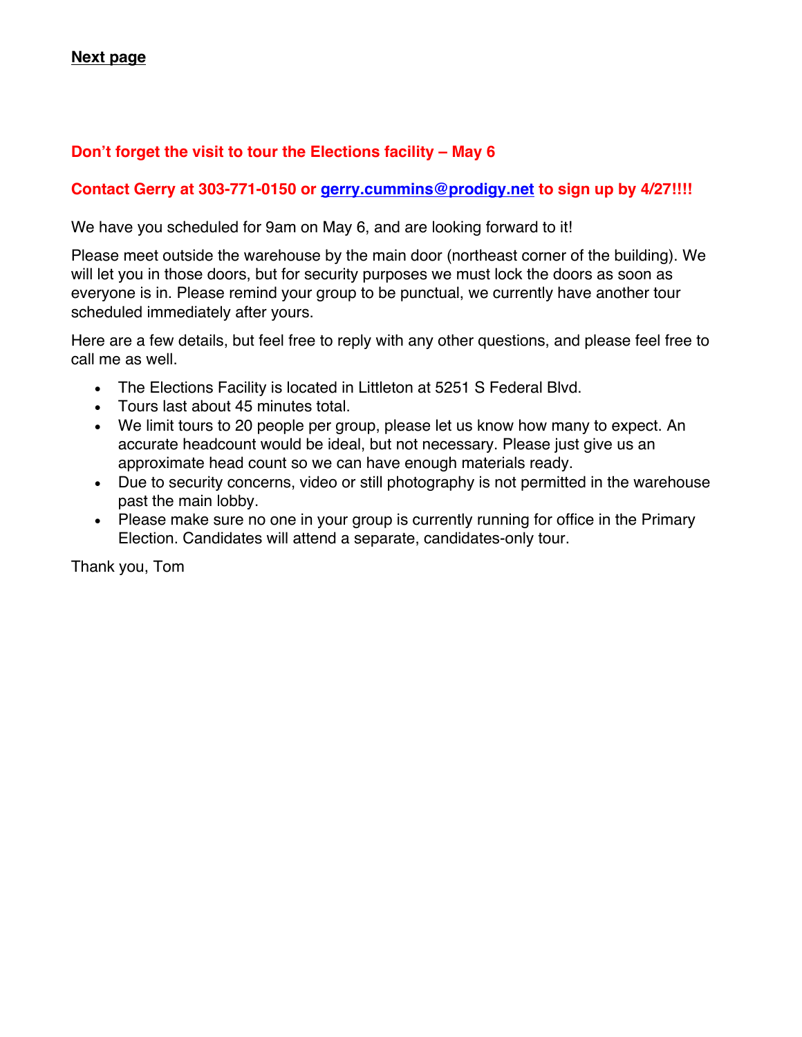**Next page**

**Don't forget the visit to tour the Elections facility – May 6**

**Contact Gerry at 303-771-0150 or gerry.cummins@prodigy.net to sign up by 4/27!!!!**

We have you scheduled for 9am on May 6, and are looking forward to it!

Please meet outside the warehouse by the main door (northeast corner of the building). We will let you in those doors, but for security purposes we must lock the doors as soon as everyone is in. Please remind your group to be punctual, we currently have another tour scheduled immediately after yours.

Here are a few details, but feel free to reply with any other questions, and please feel free to call me as well.

- The Elections Facility is located in Littleton at 5251 S Federal Blvd.
- Tours last about 45 minutes total.
- We limit tours to 20 people per group, please let us know how many to expect. An accurate headcount would be ideal, but not necessary. Please just give us an approximate head count so we can have enough materials ready.
- Due to security concerns, video or still photography is not permitted in the warehouse past the main lobby.
- Please make sure no one in your group is currently running for office in the Primary Election. Candidates will attend a separate, candidates-only tour.

Thank you, Tom